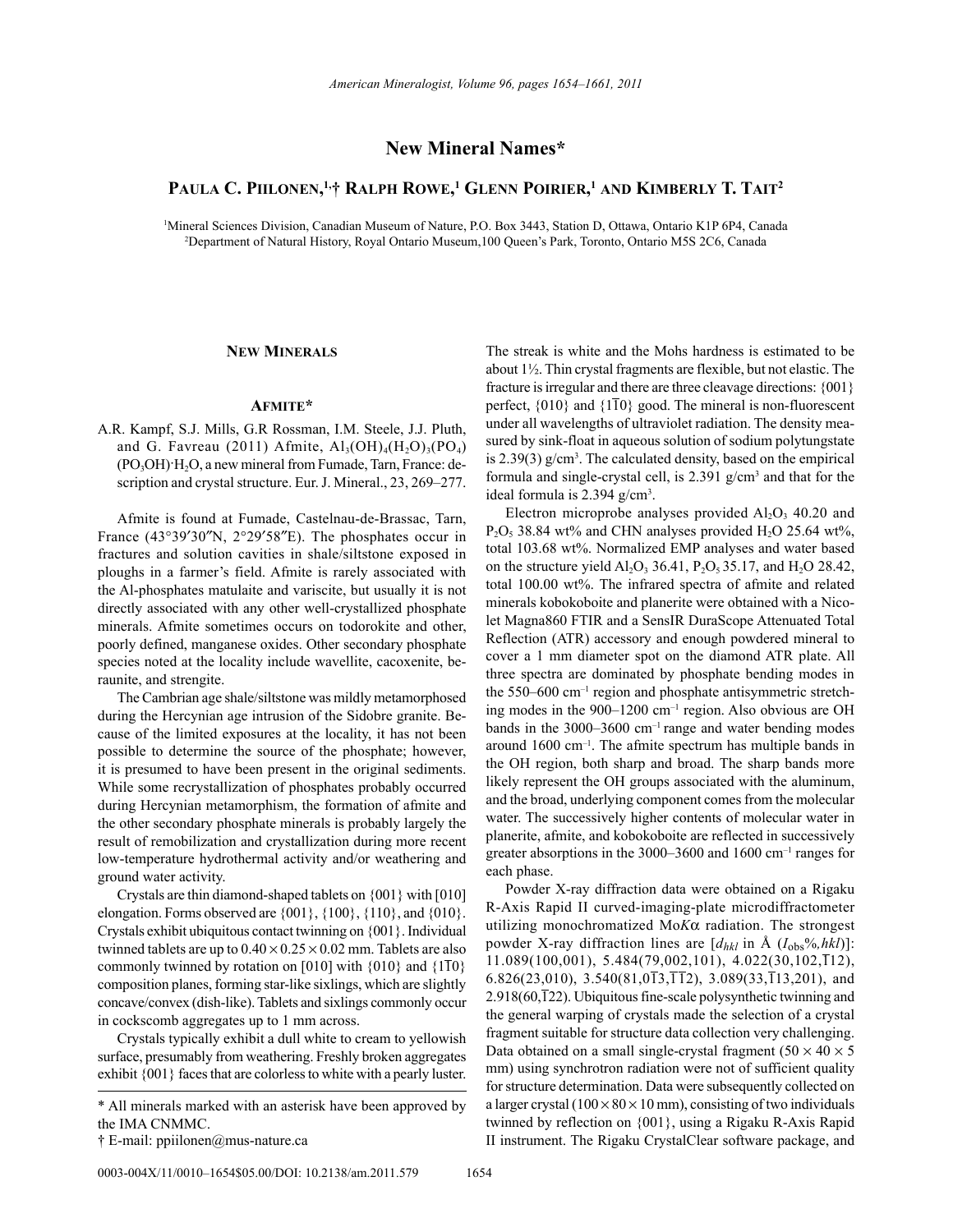# New Mineral Names*

## Paula C. Piilonen,[1,†] Ralph Rowe,[1] Glenn Poirier,[1] and Kimberly T. Tait[2]

[1]Mineral Sciences Division, Canadian Museum of Nature, P.O. Box 3443, Station D, Ottawa, Ontario K1P 6P4, Canada
[2]Department of Natural History, Royal Ontario Museum, 100 Queen's Park, Toronto, Ontario M5S 2C6, Canada

## New Minerals

### Afmite*

A.R. Kampf, S.J. Mills, G.R Rossman, I.M. Steele, J.J. Pluth, and G. Favreau (2011) Afmite, $Al_3(OH)_4(H_2O)_3(PO_4)(PO_3OH)·H_2O$, a new mineral from Fumade, Tarn, France: description and crystal structure. Eur. J. Mineral., 23, 269–277.

Afmite is found at Fumade, Castelnau-de-Brassac, Tarn, France (43°39′30″N, 2°29′58″E). The phosphates occur in fractures and solution cavities in shale/siltstone exposed in ploughs in a farmer's field. Afmite is rarely associated with the Al-phosphates matulaite and variscite, but usually it is not directly associated with any other well-crystallized phosphate minerals. Afmite sometimes occurs on todorokite and other, poorly defined, manganese oxides. Other secondary phosphate species noted at the locality include wavellite, cacoxenite, beraunite, and strengite.

The Cambrian age shale/siltstone was mildly metamorphosed during the Hercynian age intrusion of the Sidobre granite. Because of the limited exposures at the locality, it has not been possible to determine the source of the phosphate; however, it is presumed to have been present in the original sediments. While some recrystallization of phosphates probably occurred during Hercynian metamorphism, the formation of afmite and the other secondary phosphate minerals is probably largely the result of remobilization and crystallization during more recent low-temperature hydrothermal activity and/or weathering and ground water activity.

Crystals are thin diamond-shaped tablets on {001} with [010] elongation. Forms observed are {001}, {100}, {110}, and {010}. Crystals exhibit ubiquitous contact twinning on {001}. Individual twinned tablets are up to $0.40 \times 0.25 \times 0.02$ mm. Tablets are also commonly twinned by rotation on [010] with {010} and {$1\bar{1}0$} composition planes, forming star-like sixlings, which are slightly concave/convex (dish-like). Tablets and sixlings commonly occur in cockscomb aggregates up to 1 mm across.

Crystals typically exhibit a dull white to cream to yellowish surface, presumably from weathering. Freshly broken aggregates exhibit {001} faces that are colorless to white with a pearly luster. The streak is white and the Mohs hardness is estimated to be about 1½. Thin crystal fragments are flexible, but not elastic. The fracture is irregular and there are three cleavage directions: {001} perfect, {010} and {$1\bar{1}0$} good. The mineral is non-fluorescent under all wavelengths of ultraviolet radiation. The density measured by sink-float in aqueous solution of sodium polytungstate is 2.39(3) g/cm$^3$. The calculated density, based on the empirical formula and single-crystal cell, is 2.391 g/cm$^3$ and that for the ideal formula is 2.394 g/cm$^3$.

Electron microprobe analyses provided $Al_2O_3$ 40.20 and $P_2O_5$ 38.84 wt% and CHN analyses provided $H_2O$ 25.64 wt%, total 103.68 wt%. Normalized EMP analyses and water based on the structure yield $Al_2O_3$ 36.41, $P_2O_5$ 35.17, and $H_2O$ 28.42, total 100.00 wt%. The infrared spectra of afmite and related minerals kobokoboite and planerite were obtained with a Nicolet Magna860 FTIR and a SensIR DuraScope Attenuated Total Reflection (ATR) accessory and enough powdered mineral to cover a 1 mm diameter spot on the diamond ATR plate. All three spectra are dominated by phosphate bending modes in the 550–600 cm$^{–1}$ region and phosphate antisymmetric stretching modes in the 900–1200 cm$^{–1}$ region. Also obvious are OH bands in the 3000–3600 cm$^{–1}$ range and water bending modes around 1600 cm$^{–1}$. The afmite spectrum has multiple bands in the OH region, both sharp and broad. The sharp bands more likely represent the OH groups associated with the aluminum, and the broad, underlying component comes from the molecular water. The successively higher contents of molecular water in planerite, afmite, and kobokoboite are reflected in successively greater absorptions in the 3000–3600 and 1600 cm$^{–1}$ ranges for each phase.

Powder X-ray diffraction data were obtained on a Rigaku R-Axis Rapid II curved-imaging-plate microdiffractometer utilizing monochromatized Mo$K\alpha$ radiation. The strongest powder X-ray diffraction lines are [$d_{hkl}$ in Å ($I_{obs}$%,$hkl$)]: 11.089(100,001), 5.484(79,002,101), 4.022(30,102,$\bar{1}12$), 6.826(23,010), 3.540(81,$0\bar{1}3$,$\bar{1}\bar{1}2$), 3.089(33,$\bar{1}13$,201), and 2.918(60,$\bar{1}22$). Ubiquitous fine-scale polysynthetic twinning and the general warping of crystals made the selection of a crystal fragment suitable for structure data collection very challenging. Data obtained on a small single-crystal fragment ($50 \times 40 \times 5$ mm) using synchrotron radiation were not of sufficient quality for structure determination. Data were subsequently collected on a larger crystal ($100 \times 80 \times 10$ mm), consisting of two individuals twinned by reflection on {001}, using a Rigaku R-Axis Rapid II instrument. The Rigaku CrystalClear software package, and

* All minerals marked with an asterisk have been approved by the IMA CNMMC.
† E-mail: ppiilonen@mus-nature.ca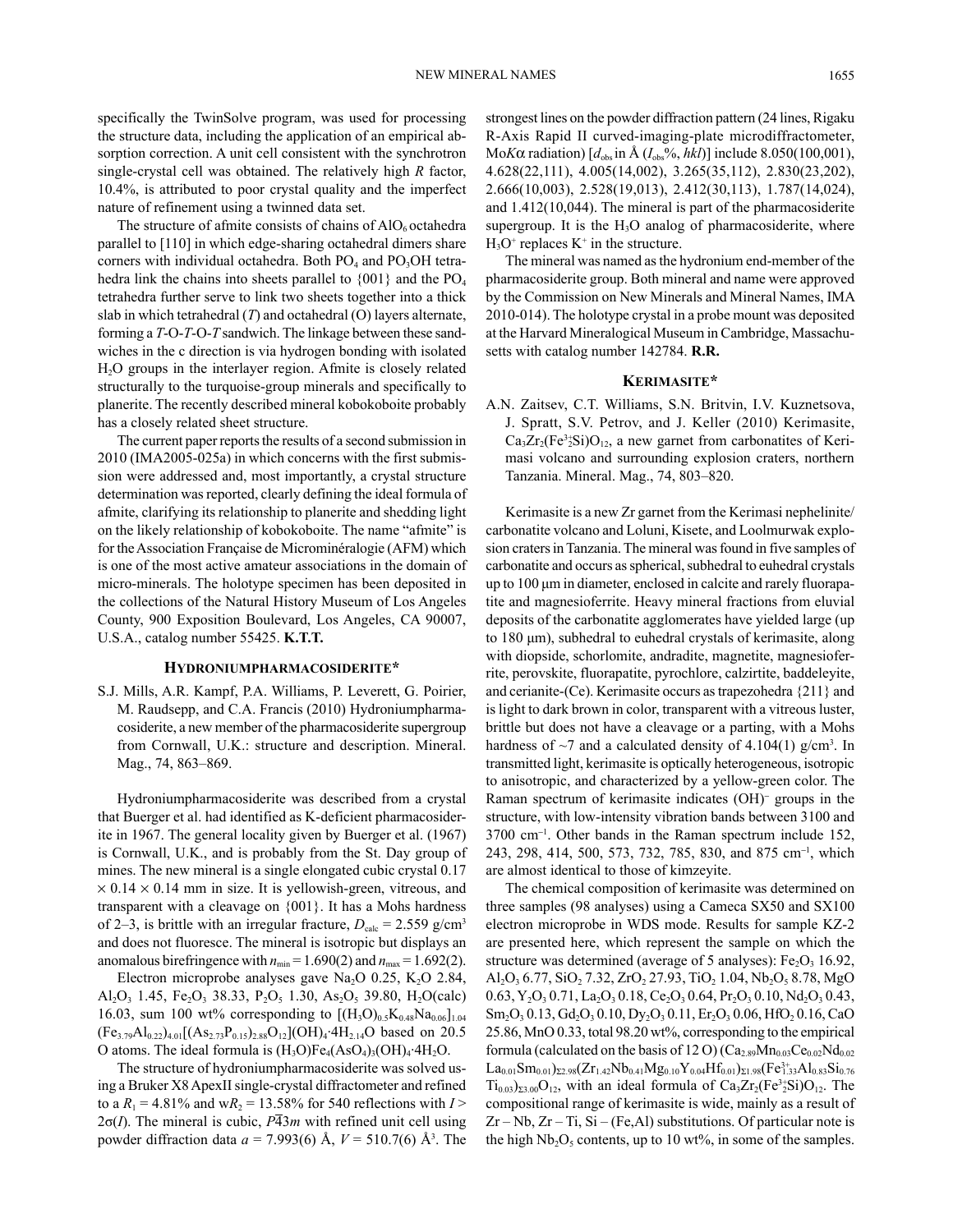specifically the TwinSolve program, was used for processing the structure data, including the application of an empirical absorption correction. A unit cell consistent with the synchrotron single-crystal cell was obtained. The relatively high *R* factor, 10.4%, is attributed to poor crystal quality and the imperfect nature of refinement using a twinned data set.

The structure of afmite consists of chains of $AlO_6$ octahedra parallel to [110] in which edge-sharing octahedral dimers share corners with individual octahedra. Both $PO_4$ and $PO_3OH$ tetrahedra link the chains into sheets parallel to {001} and the $PO_4$ tetrahedra further serve to link two sheets together into a thick slab in which tetrahedral (*T*) and octahedral (O) layers alternate, forming a *T*-O-*T*-O-*T* sandwich. The linkage between these sandwiches in the c direction is via hydrogen bonding with isolated $H_2O$ groups in the interlayer region. Afmite is closely related structurally to the turquoise-group minerals and specifically to planerite. The recently described mineral kobokoboite probably has a closely related sheet structure.

The current paper reports the results of a second submission in 2010 (IMA2005-025a) in which concerns with the first submission were addressed and, most importantly, a crystal structure determination was reported, clearly defining the ideal formula of afmite, clarifying its relationship to planerite and shedding light on the likely relationship of kobokoboite. The name "afmite" is for the Association Française de Microminéralogie (AFM) which is one of the most active amateur associations in the domain of micro-minerals. The holotype specimen has been deposited in the collections of the Natural History Museum of Los Angeles County, 900 Exposition Boulevard, Los Angeles, CA 90007, U.S.A., catalog number 55425. **K.T.T.**

## Hydroniumpharmacosiderite*

S.J. Mills, A.R. Kampf, P.A. Williams, P. Leverett, G. Poirier, M. Raudsepp, and C.A. Francis (2010) Hydroniumpharmacosiderite, a new member of the pharmacosiderite supergroup from Cornwall, U.K.: structure and description. Mineral. Mag., 74, 863–869.

Hydroniumpharmacosiderite was described from a crystal that Buerger et al. had identified as K-deficient pharmacosiderite in 1967. The general locality given by Buerger et al. (1967) is Cornwall, U.K., and is probably from the St. Day group of mines. The new mineral is a single elongated cubic crystal 0.17 × 0.14 × 0.14 mm in size. It is yellowish-green, vitreous, and transparent with a cleavage on {001}. It has a Mohs hardness of 2–3, is brittle with an irregular fracture, $D_{calc}$ = 2.559 g/cm³ and does not fluoresce. The mineral is isotropic but displays an anomalous birefringence with $n_{min}$ = 1.690(2) and $n_{max}$ = 1.692(2).

Electron microprobe analyses gave $Na_2O$ 0.25, $K_2O$ 2.84, $Al_2O_3$ 1.45, $Fe_2O_3$ 38.33, $P_2O_5$ 1.30, $As_2O_5$ 39.80, $H_2O$(calc) 16.03, sum 100 wt% corresponding to $[(H_3O)_{0.5}K_{0.48}Na_{0.06}]_{1.04}(Fe_{3.79}Al_{0.22})_{4.01}[(As_{2.73}P_{0.15})_{2.88}O_{12}](OH)_4{\cdot}4H_{2.14}O$ based on 20.5 O atoms. The ideal formula is $(H_3O)Fe_4(AsO_4)_3(OH)_4{\cdot}4H_2O$.

The structure of hydroniumpharmacosiderite was solved using a Bruker X8 ApexII single-crystal diffractometer and refined to a $R_1$ = 4.81% and w$R_2$ = 13.58% for 540 reflections with $I > 2\sigma(I)$. The mineral is cubic, $P\bar{4}3m$ with refined unit cell using powder diffraction data *a* = 7.993(6) Å, *V* = 510.7(6) Å³. The strongest lines on the powder diffraction pattern (24 lines, Rigaku R-Axis Rapid II curved-imaging-plate microdiffractometer, Mo*K*α radiation) [$d_{obs}$ in Å ($I_{obs}$%, *hkl*)] include 8.050(100,001), 4.628(22,111), 4.005(14,002), 3.265(35,112), 2.830(23,202), 2.666(10,003), 2.528(19,013), 2.412(30,113), 1.787(14,024), and 1.412(10,044). The mineral is part of the pharmacosiderite supergroup. It is the $H_3O$ analog of pharmacosiderite, where $H_3O^+$ replaces $K^+$ in the structure.

The mineral was named as the hydronium end-member of the pharmacosiderite group. Both mineral and name were approved by the Commission on New Minerals and Mineral Names, IMA 2010-014). The holotype crystal in a probe mount was deposited at the Harvard Mineralogical Museum in Cambridge, Massachusetts with catalog number 142784. **R.R.**

## Kerimasite*

A.N. Zaitsev, C.T. Williams, S.N. Britvin, I.V. Kuznetsova, J. Spratt, S.V. Petrov, and J. Keller (2010) Kerimasite, $Ca_3Zr_2(Fe^{3+}_2Si)O_{12}$, a new garnet from carbonatites of Kerimasi volcano and surrounding explosion craters, northern Tanzania. Mineral. Mag., 74, 803–820.

Kerimasite is a new Zr garnet from the Kerimasi nephelinite/carbonatite volcano and Loluni, Kisete, and Loolmurwak explosion craters in Tanzania. The mineral was found in five samples of carbonatite and occurs as spherical, subhedral to euhedral crystals up to 100 μm in diameter, enclosed in calcite and rarely fluorapatite and magnesioferrite. Heavy mineral fractions from eluvial deposits of the carbonatite agglomerates have yielded large (up to 180 μm), subhedral to euhedral crystals of kerimasite, along with diopside, schorlomite, andradite, magnetite, magnesioferrite, perovskite, fluorapatite, pyrochlore, calzirtite, baddeleyite, and cerianite-(Ce). Kerimasite occurs as trapezohedra {211} and is light to dark brown in color, transparent with a vitreous luster, brittle but does not have a cleavage or a parting, with a Mohs hardness of ~7 and a calculated density of 4.104(1) g/cm³. In transmitted light, kerimasite is optically heterogeneous, isotropic to anisotropic, and characterized by a yellow-green color. The Raman spectrum of kerimasite indicates $(OH)^-$ groups in the structure, with low-intensity vibration bands between 3100 and 3700 cm⁻¹. Other bands in the Raman spectrum include 152, 243, 298, 414, 500, 573, 732, 785, 830, and 875 cm⁻¹, which are almost identical to those of kimzeyite.

The chemical composition of kerimasite was determined on three samples (98 analyses) using a Cameca SX50 and SX100 electron microprobe in WDS mode. Results for sample KZ-2 are presented here, which represent the sample on which the structure was determined (average of 5 analyses): $Fe_2O_3$ 16.92, $Al_2O_3$ 6.77, $SiO_2$ 7.32, $ZrO_2$ 27.93, $TiO_2$ 1.04, $Nb_2O_5$ 8.78, MgO 0.63, $Y_2O_3$ 0.71, $La_2O_3$ 0.18, $Ce_2O_3$ 0.64, $Pr_2O_3$ 0.10, $Nd_2O_3$ 0.43, $Sm_2O_3$ 0.13, $Gd_2O_3$ 0.10, $Dy_2O_3$ 0.11, $Er_2O_3$ 0.06, $HfO_2$ 0.16, CaO 25.86, MnO 0.33, total 98.20 wt%, corresponding to the empirical formula (calculated on the basis of 12 O) $(Ca_{2.89}Mn_{0.03}Ce_{0.02}Nd_{0.02}La_{0.01}Sm_{0.01})_{\Sigma 2.98}(Zr_{1.42}Nb_{0.41}Mg_{0.10}Y_{0.04}Hf_{0.01})_{\Sigma 1.98}(Fe^{3+}_{1.33}Al_{0.83}Si_{0.76}Ti_{0.03})_{\Sigma 3.00}O_{12}$, with an ideal formula of $Ca_3Zr_2(Fe^{3+}_2Si)O_{12}$. The compositional range of kerimasite is wide, mainly as a result of Zr – Nb, Zr – Ti, Si – (Fe,Al) substitutions. Of particular note is the high $Nb_2O_5$ contents, up to 10 wt%, in some of the samples.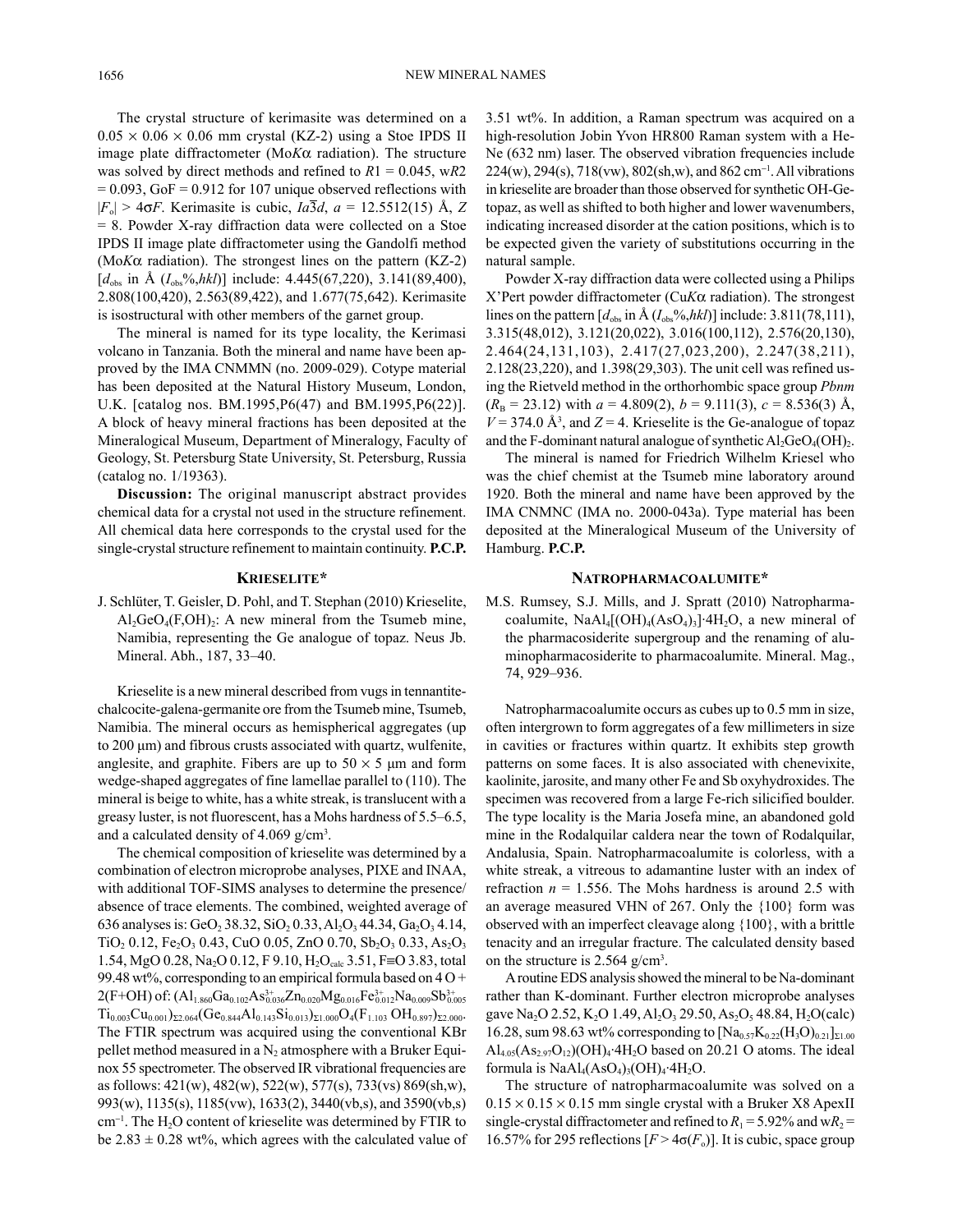The crystal structure of kerimasite was determined on a $0.05 \times 0.06 \times 0.06$ mm crystal (KZ-2) using a Stoe IPDS II image plate diffractometer (Mo*K*α radiation). The structure was solved by direct methods and refined to $R1 = 0.045$, $wR2 = 0.093$, GoF = 0.912 for 107 unique observed reflections with $|F_o| > 4\sigma F$. Kerimasite is cubic, $Ia\overline{3}d$, $a = 12.5512(15)$ Å, $Z = 8$. Powder X-ray diffraction data were collected on a Stoe IPDS II image plate diffractometer using the Gandolfi method (Mo*K*α radiation). The strongest lines on the pattern (KZ-2) [$d_{obs}$ in Å ($I_{obs}$%,*hkl*)] include: 4.445(67,220), 3.141(89,400), 2.808(100,420), 2.563(89,422), and 1.677(75,642). Kerimasite is isostructural with other members of the garnet group.

The mineral is named for its type locality, the Kerimasi volcano in Tanzania. Both the mineral and name have been approved by the IMA CNMMN (no. 2009-029). Cotype material has been deposited at the Natural History Museum, London, U.K. [catalog nos. BM.1995,P6(47) and BM.1995,P6(22)]. A block of heavy mineral fractions has been deposited at the Mineralogical Museum, Department of Mineralogy, Faculty of Geology, St. Petersburg State University, St. Petersburg, Russia (catalog no. 1/19363).

**Discussion:** The original manuscript abstract provides chemical data for a crystal not used in the structure refinement. All chemical data here corresponds to the crystal used for the single-crystal structure refinement to maintain continuity. **P.C.P.**

## Krieselite*

J. Schlüter, T. Geisler, D. Pohl, and T. Stephan (2010) Krieselite, $Al_2GeO_4(F,OH)_2$: A new mineral from the Tsumeb mine, Namibia, representing the Ge analogue of topaz. Neus Jb. Mineral. Abh., 187, 33–40.

Krieselite is a new mineral described from vugs in tennantite-chalcocite-galena-germanite ore from the Tsumeb mine, Tsumeb, Namibia. The mineral occurs as hemispherical aggregates (up to 200 μm) and fibrous crusts associated with quartz, wulfenite, anglesite, and graphite. Fibers are up to $50 \times 5$ μm and form wedge-shaped aggregates of fine lamellae parallel to (110). The mineral is beige to white, has a white streak, is translucent with a greasy luster, is not fluorescent, has a Mohs hardness of 5.5–6.5, and a calculated density of 4.069 g/cm$^3$.

The chemical composition of krieselite was determined by a combination of electron microprobe analyses, PIXE and INAA, with additional TOF-SIMS analyses to determine the presence/absence of trace elements. The combined, weighted average of 636 analyses is: $GeO_2$ 38.32, $SiO_2$ 0.33, $Al_2O_3$ 44.34, $Ga_2O_3$ 4.14, $TiO_2$ 0.12, $Fe_2O_3$ 0.43, CuO 0.05, ZnO 0.70, $Sb_2O_3$ 0.33, $As_2O_3$ 1.54, MgO 0.28, $Na_2O$ 0.12, F 9.10, $H_2O_{calc}$ 3.51, F≡O 3.83, total 99.48 wt%, corresponding to an empirical formula based on 4 O + 2(F+OH) of: $(Al_{1.860}Ga_{0.102}As^{3+}_{0.036}Zn_{0.020}Mg_{0.016}Fe^{3+}_{0.012}Na_{0.009}Sb^{3+}_{0.005}Ti_{0.003}Cu_{0.001})_{\Sigma 2.064}(Ge_{0.844}Al_{0.143}Si_{0.013})_{\Sigma 1.000}O_4(F_{1.103}\ OH_{0.897})_{\Sigma 2.000}$. The FTIR spectrum was acquired using the conventional KBr pellet method measured in a $N_2$ atmosphere with a Bruker Equinox 55 spectrometer. The observed IR vibrational frequencies are as follows: 421(w), 482(w), 522(w), 577(s), 733(vs) 869(sh,w), 993(w), 1135(s), 1185(vw), 1633(2), 3440(vb,s), and 3590(vb,s) cm$^{-1}$. The $H_2O$ content of krieselite was determined by FTIR to be $2.83 \pm 0.28$ wt%, which agrees with the calculated value of 3.51 wt%. In addition, a Raman spectrum was acquired on a high-resolution Jobin Yvon HR800 Raman system with a He-Ne (632 nm) laser. The observed vibration frequencies include 224(w), 294(s), 718(vw), 802(sh,w), and 862 cm$^{-1}$. All vibrations are broader than those observed for synthetic OH-Ge-topaz, as well as shifted to both higher and lower wavenumbers, indicating increased disorder at the cation positions, which is to be expected given the variety of substitutions occurring in the natural sample.

Powder X-ray diffraction data were collected using a Philips X'Pert powder diffractometer (Cu*K*α radiation). The strongest lines on the pattern [$d_{obs}$ in Å ($I_{obs}$%,*hkl*)] include: 3.811(78,111), 3.315(48,012), 3.121(20,022), 3.016(100,112), 2.576(20,130), 2.464(24,131,103), 2.417(27,023,200), 2.247(38,211), 2.128(23,220), and 1.398(29,303). The unit cell was refined using the Rietveld method in the orthorhombic space group *Pbnm* ($R_B = 23.12$) with $a = 4.809(2)$, $b = 9.111(3)$, $c = 8.536(3)$ Å, $V = 374.0$ Å$^3$, and $Z = 4$. Krieselite is the Ge-analogue of topaz and the F-dominant natural analogue of synthetic $Al_2GeO_4(OH)_2$.

The mineral is named for Friedrich Wilhelm Kriesel who was the chief chemist at the Tsumeb mine laboratory around 1920. Both the mineral and name have been approved by the IMA CNMNC (IMA no. 2000-043a). Type material has been deposited at the Mineralogical Museum of the University of Hamburg. **P.C.P.**

## Natropharmacoalumite*

M.S. Rumsey, S.J. Mills, and J. Spratt (2010) Natropharmacoalumite, $NaAl_4[(OH)_4(AsO_4)_3]\cdot 4H_2O$, a new mineral of the pharmacosiderite supergroup and the renaming of aluminopharmacosiderite to pharmacoalumite. Mineral. Mag., 74, 929–936.

Natropharmacoalumite occurs as cubes up to 0.5 mm in size, often intergrown to form aggregates of a few millimeters in size in cavities or fractures within quartz. It exhibits step growth patterns on some faces. It is also associated with chenevixite, kaolinite, jarosite, and many other Fe and Sb oxyhydroxides. The specimen was recovered from a large Fe-rich silicified boulder. The type locality is the Maria Josefa mine, an abandoned gold mine in the Rodalquilar caldera near the town of Rodalquilar, Andalusia, Spain. Natropharmacoalumite is colorless, with a white streak, a vitreous to adamantine luster with an index of refraction $n = 1.556$. The Mohs hardness is around 2.5 with an average measured VHN of 267. Only the {100} form was observed with an imperfect cleavage along {100}, with a brittle tenacity and an irregular fracture. The calculated density based on the structure is 2.564 g/cm$^3$.

A routine EDS analysis showed the mineral to be Na-dominant rather than K-dominant. Further electron microprobe analyses gave $Na_2O$ 2.52, $K_2O$ 1.49, $Al_2O_3$ 29.50, $As_2O_5$ 48.84, $H_2O$(calc) 16.28, sum 98.63 wt% corresponding to $[Na_{0.57}K_{0.22}(H_3O)_{0.21}]_{\Sigma 1.00}Al_{4.05}(As_{2.97}O_{12})(OH)_4\cdot 4H_2O$ based on 20.21 O atoms. The ideal formula is $NaAl_4(AsO_4)_3(OH)_4\cdot 4H_2O$.

The structure of natropharmacoalumite was solved on a $0.15 \times 0.15 \times 0.15$ mm single crystal with a Bruker X8 ApexII single-crystal diffractometer and refined to $R_1 = 5.92$% and $wR_2 = 16.57$% for 295 reflections [$F > 4\sigma(F_o)$]. It is cubic, space group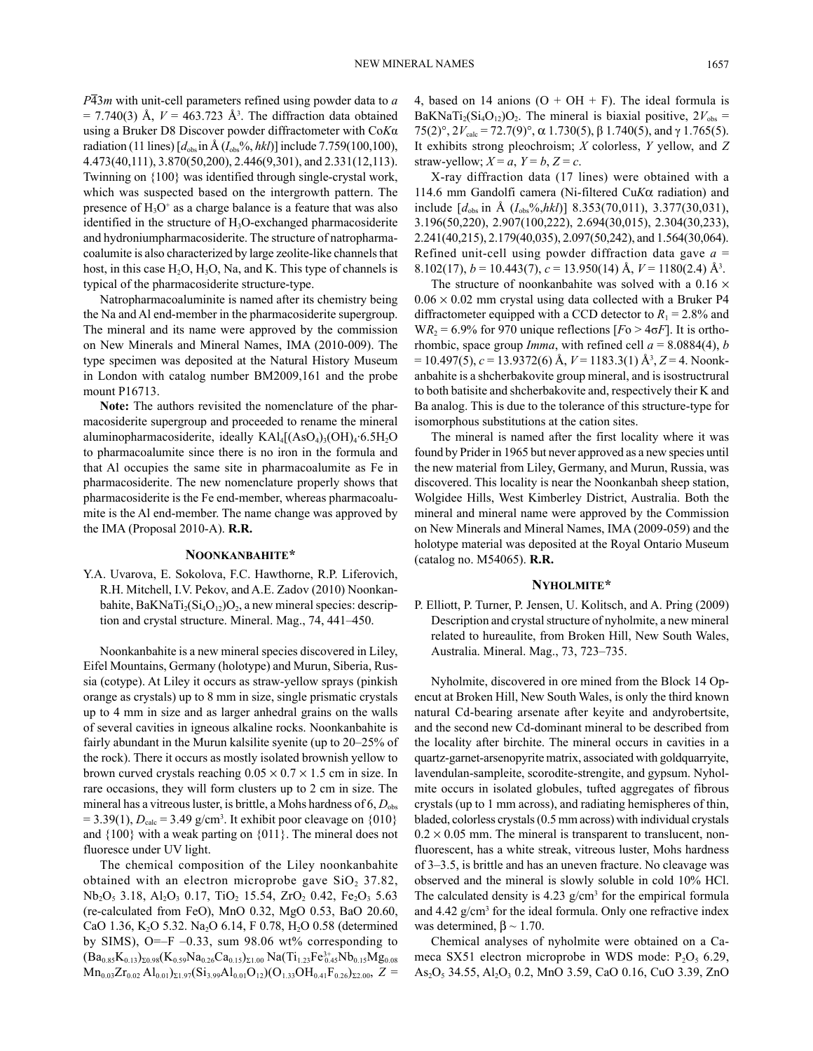$P\bar{4}3m$ with unit-cell parameters refined using powder data to $a$ = 7.740(3) Å, $V$ = 463.723 Å$^3$. The diffraction data obtained using a Bruker D8 Discover powder diffractometer with Co$K\alpha$ radiation (11 lines) [$d_{obs}$ in Å ($I_{obs}$%, $hkl$)] include 7.759(100,100), 4.473(40,111), 3.870(50,200), 2.446(9,301), and 2.331(12,113). Twinning on {100} was identified through single-crystal work, which was suspected based on the intergrowth pattern. The presence of $H_3O^+$ as a charge balance is a feature that was also identified in the structure of $H_3O$-exchanged pharmacosiderite and hydroniumpharmacosiderite. The structure of natropharmacoalumite is also characterized by large zeolite-like channels that host, in this case $H_2O$, $H_3O$, Na, and K. This type of channels is typical of the pharmacosiderite structure-type.

Natropharmacoaluminite is named after its chemistry being the Na and Al end-member in the pharmacosiderite supergroup. The mineral and its name were approved by the commission on New Minerals and Mineral Names, IMA (2010-009). The type specimen was deposited at the Natural History Museum in London with catalog number BM2009,161 and the probe mount P16713.

**Note:** The authors revisited the nomenclature of the pharmacosiderite supergroup and proceeded to rename the mineral aluminopharmacosiderite, ideally $KAl_4[(AsO_4)_3(OH)_4 \cdot 6.5H_2O$ to pharmacoalumite since there is no iron in the formula and that Al occupies the same site in pharmacoalumite as Fe in pharmacosiderite. The new nomenclature properly shows that pharmacosiderite is the Fe end-member, whereas pharmacoalumite is the Al end-member. The name change was approved by the IMA (Proposal 2010-A). **R.R.**

## Noonkanbahite*

Y.A. Uvarova, E. Sokolova, F.C. Hawthorne, R.P. Liferovich, R.H. Mitchell, I.V. Pekov, and A.E. Zadov (2010) Noonkanbahite, $BaKNaTi_2(Si_4O_{12})O_2$, a new mineral species: description and crystal structure. Mineral. Mag., 74, 441–450.

Noonkanbahite is a new mineral species discovered in Liley, Eifel Mountains, Germany (holotype) and Murun, Siberia, Russia (cotype). At Liley it occurs as straw-yellow sprays (pinkish orange as crystals) up to 8 mm in size, single prismatic crystals up to 4 mm in size and as larger anhedral grains on the walls of several cavities in igneous alkaline rocks. Noonkanbahite is fairly abundant in the Murun kalsilite syenite (up to 20–25% of the rock). There it occurs as mostly isolated brownish yellow to brown curved crystals reaching 0.05 × 0.7 × 1.5 cm in size. In rare occasions, they will form clusters up to 2 cm in size. The mineral has a vitreous luster, is brittle, a Mohs hardness of 6, $D_{obs}$ = 3.39(1), $D_{calc}$ = 3.49 g/cm$^3$. It exhibit poor cleavage on {010} and {100} with a weak parting on {011}. The mineral does not fluoresce under UV light.

The chemical composition of the Liley noonkanbahite obtained with an electron microprobe gave $SiO_2$ 37.82, $Nb_2O_5$ 3.18, $Al_2O_3$ 0.17, $TiO_2$ 15.54, $ZrO_2$ 0.42, $Fe_2O_3$ 5.63 (re-calculated from FeO), MnO 0.32, MgO 0.53, BaO 20.60, CaO 1.36, $K_2O$ 5.32. $Na_2O$ 6.14, F 0.78, $H_2O$ 0.58 (determined by SIMS), O=–F –0.33, sum 98.06 wt% corresponding to $(Ba_{0.85}K_{0.13})_{\Sigma 0.98}(K_{0.59}Na_{0.26}Ca_{0.15})_{\Sigma 1.00}$ $Na(Ti_{1.23}Fe^{3+}_{0.45}Nb_{0.15}Mg_{0.08}Mn_{0.03}Zr_{0.02}Al_{0.01})_{\Sigma 1.97}(Si_{3.99}Al_{0.01}O_{12})(O_{1.33}OH_{0.41}F_{0.26})_{\Sigma 2.00}$, $Z$ = 4, based on 14 anions (O + OH + F). The ideal formula is $BaKNaTi_2(Si_4O_{12})O_2$. The mineral is biaxial positive, $2V_{obs}$ = 75(2)°, $2V_{calc}$ = 72.7(9)°, α 1.730(5), β 1.740(5), and γ 1.765(5). It exhibits strong pleochroism; $X$ colorless, $Y$ yellow, and $Z$ straw-yellow; $X$ = $a$, $Y$ = $b$, $Z$ = $c$.

X-ray diffraction data (17 lines) were obtained with a 114.6 mm Gandolfi camera (Ni-filtered Cu$K\alpha$ radiation) and include [$d_{obs}$ in Å ($I_{obs}$%,$hkl$)] 8.353(70,011), 3.377(30,031), 3.196(50,220), 2.907(100,222), 2.694(30,015), 2.304(30,233), 2.241(40,215), 2.179(40,035), 2.097(50,242), and 1.564(30,064). Refined unit-cell using powder diffraction data gave $a$ = 8.102(17), $b$ = 10.443(7), $c$ = 13.950(14) Å, $V$ = 1180(2.4) Å$^3$.

The structure of noonkanbahite was solved with a 0.16 × 0.06 × 0.02 mm crystal using data collected with a Bruker P4 diffractometer equipped with a CCD detector to $R_1$ = 2.8% and W$R_2$ = 6.9% for 970 unique reflections [$Fo > 4\sigma F$]. It is orthorhombic, space group $Imma$, with refined cell $a$ = 8.0884(4), $b$ = 10.497(5), $c$ = 13.9372(6) Å, $V$ = 1183.3(1) Å$^3$, $Z$ = 4. Noonkanbahite is a shcherbakovite group mineral, and is isostructural to both batisite and shcherbakovite and, respectively their K and Ba analog. This is due to the tolerance of this structure-type for isomorphous substitutions at the cation sites.

The mineral is named after the first locality where it was found by Prider in 1965 but never approved as a new species until the new material from Liley, Germany, and Murun, Russia, was discovered. This locality is near the Noonkanbah sheep station, Wolgidee Hills, West Kimberley District, Australia. Both the mineral and mineral name were approved by the Commission on New Minerals and Mineral Names, IMA (2009-059) and the holotype material was deposited at the Royal Ontario Museum (catalog no. M54065). **R.R.**

## Nyholmite*

P. Elliott, P. Turner, P. Jensen, U. Kolitsch, and A. Pring (2009) Description and crystal structure of nyholmite, a new mineral related to hureaulite, from Broken Hill, New South Wales, Australia. Mineral. Mag., 73, 723–735.

Nyholmite, discovered in ore mined from the Block 14 Opencut at Broken Hill, New South Wales, is only the third known natural Cd-bearing arsenate after keyite and andyrobertsite, and the second new Cd-dominant mineral to be described from the locality after birchite. The mineral occurs in cavities in a quartz-garnet-arsenopyrite matrix, associated with goldquarryite, lavendulan-sampleite, scorodite-strengite, and gypsum. Nyholmite occurs in isolated globules, tufted aggregates of fibrous crystals (up to 1 mm across), and radiating hemispheres of thin, bladed, colorless crystals (0.5 mm across) with individual crystals 0.2 × 0.05 mm. The mineral is transparent to translucent, nonfluorescent, has a white streak, vitreous luster, Mohs hardness of 3–3.5, is brittle and has an uneven fracture. No cleavage was observed and the mineral is slowly soluble in cold 10% HCl. The calculated density is 4.23 g/cm$^3$ for the empirical formula and 4.42 g/cm$^3$ for the ideal formula. Only one refractive index was determined, β ~ 1.70.

Chemical analyses of nyholmite were obtained on a Cameca SX51 electron microprobe in WDS mode: $P_2O_5$ 6.29, $As_2O_5$ 34.55, $Al_2O_3$ 0.2, MnO 3.59, CaO 0.16, CuO 3.39, ZnO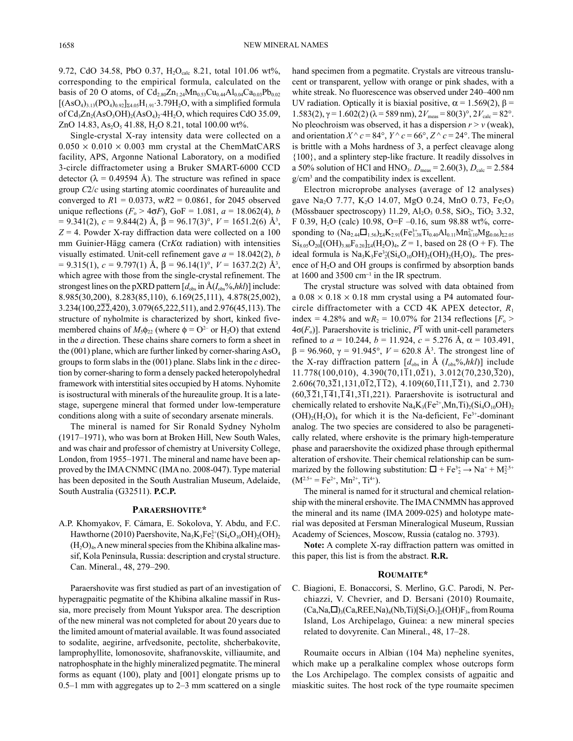9.72, CdO 34.58, PbO 0.37, $H_2O_{calc}$ 8.21, total 101.06 wt%, corresponding to the empirical formula, calculated on the basis of 20 O atoms, of $Cd_{2.80}Zn_{1.24}Mn_{0.53}Cu_{0.44}Al_{0.04}Ca_{0.03}Pb_{0.02}$ $[(AsO_4)_{3.13}(PO_4)_{0.92}]_{\Sigma 4.05}H_{1.91}\cdot 3.79H_2O$, with a simplified formula of $Cd_3Zn_2(AsO_3OH)_2(AsO_4)_2\cdot 4H_2O$, which requires CdO 35.09, ZnO 14.83, $As_2O_5$ 41.88, $H_2O$ 8.21, total 100.00 wt%.

Single-crystal X-ray intensity data were collected on a $0.050 \times 0.010 \times 0.003$ mm crystal at the ChemMatCARS facility, APS, Argonne National Laboratory, on a modified 3-circle diffractometer using a Bruker SMART-6000 CCD detector ($\lambda$ = 0.49594 Å). The structure was refined in space group $C2/c$ using starting atomic coordinates of hureaulite and converged to $R1$ = 0.0373, w$R2$ = 0.0861, for 2045 observed unique reflections ($F_o > 4\sigma F$), GoF = 1.081, $a$ = 18.062(4), $b$ = 9.341(2), $c$ = 9.844(2) Å, $\beta$ = 96.17(3)°, $V$ = 1651.2(6) Å$^3$, $Z$ = 4. Powder X-ray diffraction data were collected on a 100 mm Guinier-Hägg camera (Cr$K\alpha$ radiation) with intensities visually estimated. Unit-cell refinement gave $a$ = 18.042(2), $b$ = 9.315(1), $c$ = 9.797(1) Å, $\beta$ = 96.14(1)°, $V$ = 1637.2(2) Å$^3$, which agree with those from the single-crystal refinement. The strongest lines on the pXRD pattern [$d_{obs}$ in Å($I_{obs}$%,$hkl$)] include: 8.985(30,200), 8.283(85,110), 6.169(25,111), 4.878(25,002), 3.234(100,$2\overline{2}\overline{2}$,420), 3.079(65,222,511), and 2.976(45,113). The structure of nyholmite is characterized by short, kinked five-membered chains of $M_5\phi_{22}$ (where $\phi = O^{2-}$ or $H_2O$) that extend in the $a$ direction. These chains share corners to form a sheet in the (001) plane, which are further linked by corner-sharing $AsO_4$ groups to form slabs in the (001) plane. Slabs link in the $c$ direction by corner-sharing to form a densely packed heteropolyhedral framework with interstitial sites occupied by H atoms. Nyhomite is isostructural with minerals of the hureaulite group. It is a late-stage, supergene mineral that formed under low-temperature conditions along with a suite of secondary arsenate minerals.

The mineral is named for Sir Ronald Sydney Nyholm (1917–1971), who was born at Broken Hill, New South Wales, and was chair and professor of chemistry at University College, London, from 1955–1971. The mineral and name have been approved by the IMA CNMNC (IMA no. 2008-047). Type material has been deposited in the South Australian Museum, Adelaide, South Australia (G32511). **P.C.P.**

## Paraershovite*

A.P. Khomyakov, F. Cámara, E. Sokolova, Y. Abdu, and F.C. Hawthorne (2010) Paershovite, $Na_3K_3Fe^{3+}_2(Si_4O_{10}OH)_2(OH)_2(H_2O)_4$, A new mineral species from the Khibina alkaline massif, Kola Peninsula, Russia: description and crystal structure. Can. Mineral., 48, 279–290.

Paraershovite was first studied as part of an investigation of hyperagpaitic pegmatite of the Khibina alkaline massif in Russia, more precisely from Mount Yukspor area. The description of the new mineral was not completed for about 20 years due to the limited amount of material available. It was found associated to sodalite, aegirine, arfvedsonite, pectolite, shcherbakovite, lamprophyllite, lomonosovite, shafranovskite, villiaumite, and natrophosphate in the highly mineralized pegmatite. The mineral forms as equant (100), platy and [001] elongate prisms up to 0.5–1 mm with aggregates up to 2–3 mm scattered on a single hand specimen from a pegmatite. Crystals are vitreous translucent or transparent, yellow with orange or pink shades, with a white streak. No fluorescence was observed under 240–400 nm UV radiation. Optically it is biaxial positive, $\alpha$ = 1.569(2), $\beta$ = 1.583(2), $\gamma$ = 1.602(2) ($\lambda$ = 589 nm), $2V_{meas}$ = 80(3)°, $2V_{calc}$ = 82°. No pleochroism was observed, it has a dispersion $r > v$ (weak), and orientation $X \wedge c$ = 84°, $Y \wedge c$ = 66°, $Z \wedge c$ = 24°. The mineral is brittle with a Mohs hardness of 3, a perfect cleavage along {100}, and a splintery step-like fracture. It readily dissolves in a 50% solution of HCl and $HNO_3$. $D_{meas}$ = 2.60(3), $D_{calc}$ = 2.584 g/cm$^3$ and the compatibility index is excellent.

Electron microprobe analyses (average of 12 analyses) gave $Na_2O$ 7.77, $K_2O$ 14.07, MgO 0.24, MnO 0.73, $Fe_2O_3$ (Mössbauer spectroscopy) 11.29, $Al_2O_3$ 0.58, $SiO_2$, $TiO_2$ 3.32, F 0.39, $H_2O$ (calc) 10.98, O=F –0.16, sum 98.88 wt%, corresponding to $(Na_{2.44}\square_{1.56})_{\Sigma 4}K_{2.91}(Fe^{3+}_{1.38}Ti_{0.40}Al_{0.11}Mn^{2+}_{0.10}Mg_{0.06})_{\Sigma 2.05}$ $Si_{8.05}O_{20}[(OH)_{3.80}F_{0.20}]_{\Sigma 4}(H_2O)_4$, $Z$ = 1, based on 28 (O + F). The ideal formula is $Na_3K_3Fe^{3+}_2(Si_4O_{10}OH)_2(OH)_2(H_2O)_4$. The presence of $H_2O$ and OH groups is confirmed by absorption bands at 1600 and 3500 cm$^{-1}$ in the IR spectrum.

The crystal structure was solved with data obtained from a $0.08 \times 0.18 \times 0.18$ mm crystal using a P4 automated four-circle diffractometer with a CCD 4K APEX detector, $R_1$ index = 4.28% and w$R_2$ = 10.07% for 2134 reflections [$F_o > 4\sigma(F_o)$]. Paraershovite is triclinic, $P\overline{1}$ with unit-cell parameters refined to $a$ = 10.244, $b$ = 11.924, $c$ = 5.276 Å, $\alpha$ = 103.491, $\beta$ = 96.960, $\gamma$ = 91.945°, $V$ = 620.8 Å$^3$. The strongest line of the X-ray diffraction pattern [$d_{obs}$ in Å ($I_{obs}$%,$hkl$)] include 11.778(100,010), 4.390(70,$1\overline{1}1$,$0\overline{2}1$), 3.012(70,230,$\overline{3}20$), 2.606(70,$3\overline{2}1$,131,$0\overline{1}2$,$\overline{1}\overline{1}2$), 4.109(60,$\overline{1}11$,$\overline{1}\overline{2}1$), and 2.730 (60,$\overline{3}\overline{2}1$,$\overline{1}\overline{4}1$,$\overline{1}\overline{4}1$,$3\overline{1}1$,221). Paraershovite is isostructural and chemically related to ershovite $Na_4K_3(Fe^{2+},Mn,Ti)_2(Si_4O_{10}OH)_2(OH)_2(H_2O)_4$ for which it is the Na-deficient, $Fe^{3+}$-dominant analog. The two species are considered to also be paragenetically related, where ershovite is the primary high-temperature phase and paraershovite the oxidized phase through epithermal alteration of ershovite. Their chemical relationship can be summarized by the following substitution: $\square + Fe^{3+}_2 \rightarrow Na^+ + M^{2.5+}_2$ ($M^{2.5+} = Fe^{2+}, Mn^{2+}, Ti^{4+}$).

The mineral is named for it structural and chemical relationship with the mineral ershovite. The IMA CNMMN has approved the mineral and its name (IMA 2009-025) and holotype material was deposited at Fersman Mineralogical Museum, Russian Academy of Sciences, Moscow, Russia (catalog no. 3793).

**Note:** A complete X-ray diffraction pattern was omitted in this paper, this list is from the abstract. **R.R.**

## Roumaite*

C. Biagioni, E. Bonaccorsi, S. Merlino, G.C. Parodi, N. Perchiazzi, V. Chevrier, and D. Bersani (2010) Roumaite, $(Ca,Na,\square)_3(Ca,REE,Na)_4(Nb,Ti)[Si_2O_7]_2(OH)F_3$, from Rouma Island, Los Archipelago, Guinea: a new mineral species related to dovyrenite. Can Mineral., 48, 17–28.

Roumaite occurs in Albian (104 Ma) nepheline syenites, which make up a peralkaline complex whose outcrops form the Los Archipelago. The complex consists of agpaitic and miaskitic suites. The host rock of the type roumaite specimen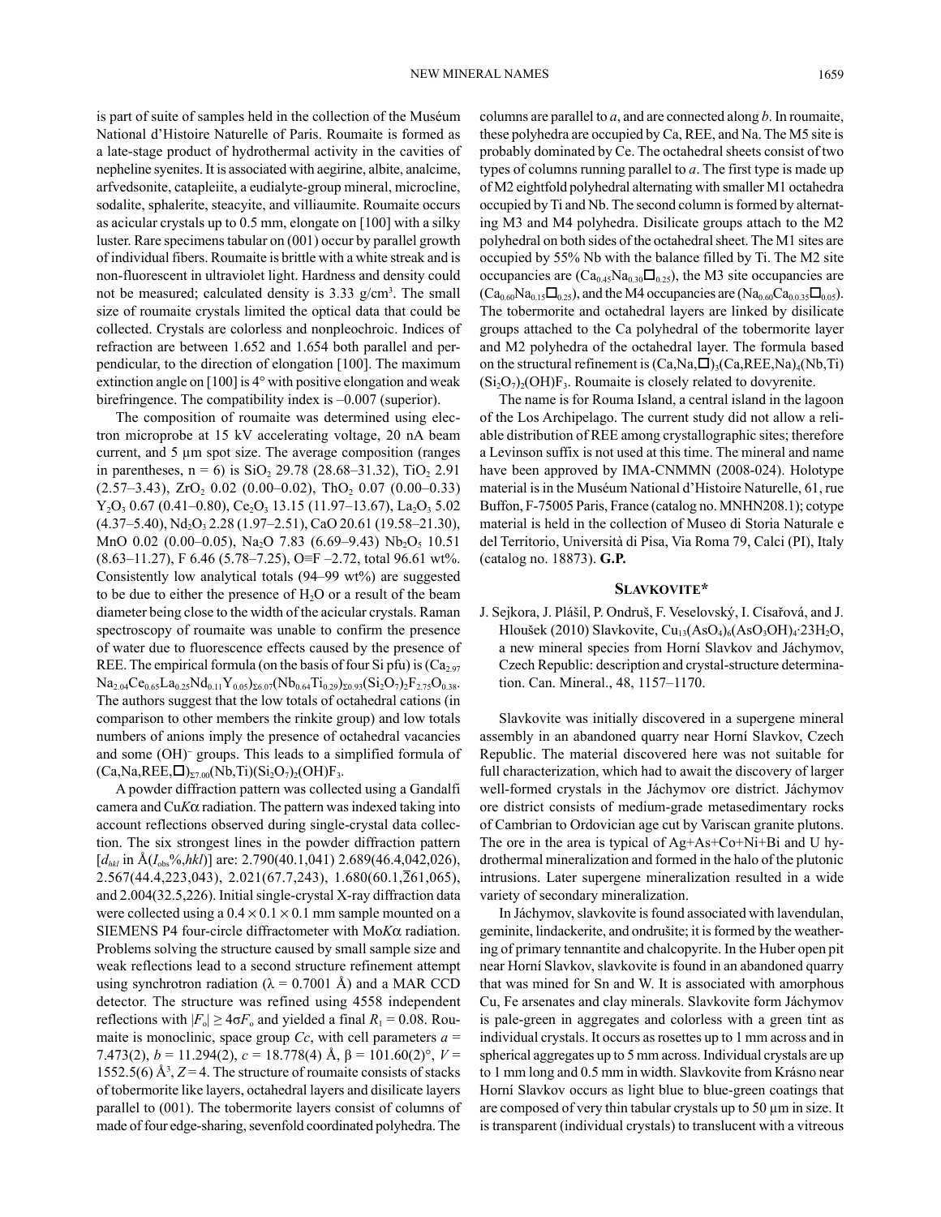is part of suite of samples held in the collection of the Muséum National d'Histoire Naturelle of Paris. Roumaite is formed as a late-stage product of hydrothermal activity in the cavities of nepheline syenites. It is associated with aegirine, albite, analcime, arfvedsonite, catapleiite, a eudialyte-group mineral, microcline, sodalite, sphalerite, steacyite, and villiaumite. Roumaite occurs as acicular crystals up to 0.5 mm, elongate on [100] with a silky luster. Rare specimens tabular on (001) occur by parallel growth of individual fibers. Roumaite is brittle with a white streak and is non-fluorescent in ultraviolet light. Hardness and density could not be measured; calculated density is 3.33 g/cm$^3$. The small size of roumaite crystals limited the optical data that could be collected. Crystals are colorless and nonpleochroic. Indices of refraction are between 1.652 and 1.654 both parallel and perpendicular, to the direction of elongation [100]. The maximum extinction angle on [100] is 4° with positive elongation and weak birefringence. The compatibility index is –0.007 (superior).

The composition of roumaite was determined using electron microprobe at 15 kV accelerating voltage, 20 nA beam current, and 5 μm spot size. The average composition (ranges in parentheses, n = 6) is $SiO_2$ 29.78 (28.68–31.32), $TiO_2$ 2.91 (2.57–3.43), $ZrO_2$ 0.02 (0.00–0.02), $ThO_2$ 0.07 (0.00–0.33) $Y_2O_3$ 0.67 (0.41–0.80), $Ce_2O_3$ 13.15 (11.97–13.67), $La_2O_3$ 5.02 (4.37–5.40), $Nd_2O_3$ 2.28 (1.97–2.51), CaO 20.61 (19.58–21.30), MnO 0.02 (0.00–0.05), $Na_2O$ 7.83 (6.69–9.43) $Nb_2O_5$ 10.51 (8.63–11.27), F 6.46 (5.78–7.25), O≡F –2.72, total 96.61 wt%. Consistently low analytical totals (94–99 wt%) are suggested to be due to either the presence of $H_2O$ or a result of the beam diameter being close to the width of the acicular crystals. Raman spectroscopy of roumaite was unable to confirm the presence of water due to fluorescence effects caused by the presence of REE. The empirical formula (on the basis of four Si pfu) is $(Ca_{2.97}Na_{2.04}Ce_{0.65}La_{0.25}Nd_{0.11}Y_{0.05})_{\Sigma 6.07}(Nb_{0.64}Ti_{0.29})_{\Sigma 0.93}(Si_2O_7)_2F_{2.75}O_{0.38}$. The authors suggest that the low totals of octahedral cations (in comparison to other members the rinkite group) and low totals numbers of anions imply the presence of octahedral vacancies and some $(OH)^-$ groups. This leads to a simplified formula of $(Ca,Na,REE,\square)_{\Sigma 7.00}(Nb,Ti)(Si_2O_7)_2(OH)F_3$.

A powder diffraction pattern was collected using a Gandalfi camera and Cu$K\alpha$ radiation. The pattern was indexed taking into account reflections observed during single-crystal data collection. The six strongest lines in the powder diffraction pattern [$d_{hkl}$ in Å($I_{obs}$%,$hkl$)] are: 2.790(40.1,041) 2.689(46.4,042,026), 2.567(44.4,223,043), 2.021(67.7,243), 1.680(60.1,$\bar{2}$61,065), and 2.004(32.5,226). Initial single-crystal X-ray diffraction data were collected using a 0.4 × 0.1 × 0.1 mm sample mounted on a SIEMENS P4 four-circle diffractometer with Mo$K\alpha$ radiation. Problems solving the structure caused by small sample size and weak reflections lead to a second structure refinement attempt using synchrotron radiation (λ = 0.7001 Å) and a MAR CCD detector. The structure was refined using 4558 independent reflections with $|F_o| \geq 4\sigma F_o$ and yielded a final $R_1$ = 0.08. Roumaite is monoclinic, space group *Cc*, with cell parameters *a* = 7.473(2), *b* = 11.294(2), *c* = 18.778(4) Å, β = 101.60(2)°, *V* = 1552.5(6) Å$^3$, *Z* = 4. The structure of roumaite consists of stacks of tobermorite like layers, octahedral layers and disilicate layers parallel to (001). The tobermorite layers consist of columns of made of four edge-sharing, sevenfold coordinated polyhedra. The columns are parallel to *a*, and are connected along *b*. In roumaite, these polyhedra are occupied by Ca, REE, and Na. The M5 site is probably dominated by Ce. The octahedral sheets consist of two types of columns running parallel to *a*. The first type is made up of M2 eightfold polyhedral alternating with smaller M1 octahedra occupied by Ti and Nb. The second column is formed by alternating M3 and M4 polyhedra. Disilicate groups attach to the M2 polyhedral on both sides of the octahedral sheet. The M1 sites are occupied by 55% Nb with the balance filled by Ti. The M2 site occupancies are $(Ca_{0.45}Na_{0.30}\square_{0.25})$, the M3 site occupancies are $(Ca_{0.60}Na_{0.15}\square_{0.25})$, and the M4 occupancies are $(Na_{0.60}Ca_{0.35}\square_{0.05})$. The tobermorite and octahedral layers are linked by disilicate groups attached to the Ca polyhedral of the tobermorite layer and M2 polyhedra of the octahedral layer. The formula based on the structural refinement is $(Ca,Na,\square)_3(Ca,REE,Na)_4(Nb,Ti)(Si_2O_7)_2(OH)F_3$. Roumaite is closely related to dovyrenite.

The name is for Rouma Island, a central island in the lagoon of the Los Archipelago. The current study did not allow a reliable distribution of REE among crystallographic sites; therefore a Levinson suffix is not used at this time. The mineral and name have been approved by IMA-CNMMN (2008-024). Holotype material is in the Muséum National d'Histoire Naturelle, 61, rue Buffon, F-75005 Paris, France (catalog no. MNHN208.1); cotype material is held in the collection of Museo di Storia Naturale e del Territorio, Università di Pisa, Via Roma 79, Calci (PI), Italy (catalog no. 18873). **G.P.**

## SLAVKOVITE*

J. Sejkora, J. Plášil, P. Ondruš, F. Veselovský, I. Císařová, and J. Hloušek (2010) Slavkovite, $Cu_{13}(AsO_4)_6(AsO_3OH)_4 \cdot 23H_2O$, a new mineral species from Horní Slavkov and Jáchymov, Czech Republic: description and crystal-structure determination. Can. Mineral., 48, 1157–1170.

Slavkovite was initially discovered in a supergene mineral assembly in an abandoned quarry near Horní Slavkov, Czech Republic. The material discovered here was not suitable for full characterization, which had to await the discovery of larger well-formed crystals in the Jáchymov ore district. Jáchymov ore district consists of medium-grade metasedimentary rocks of Cambrian to Ordovician age cut by Variscan granite plutons. The ore in the area is typical of Ag+As+Co+Ni+Bi and U hydrothermal mineralization and formed in the halo of the plutonic intrusions. Later supergene mineralization resulted in a wide variety of secondary mineralization.

In Jáchymov, slavkovite is found associated with lavendulan, geminite, lindackerite, and ondrušite; it is formed by the weathering of primary tennantite and chalcopyrite. In the Huber open pit near Horní Slavkov, slavkovite is found in an abandoned quarry that was mined for Sn and W. It is associated with amorphous Cu, Fe arsenates and clay minerals. Slavkovite form Jáchymov is pale-green in aggregates and colorless with a green tint as individual crystals. It occurs as rosettes up to 1 mm across and in spherical aggregates up to 5 mm across. Individual crystals are up to 1 mm long and 0.5 mm in width. Slavkovite from Krásno near Horní Slavkov occurs as light blue to blue-green coatings that are composed of very thin tabular crystals up to 50 μm in size. It is transparent (individual crystals) to translucent with a vitreous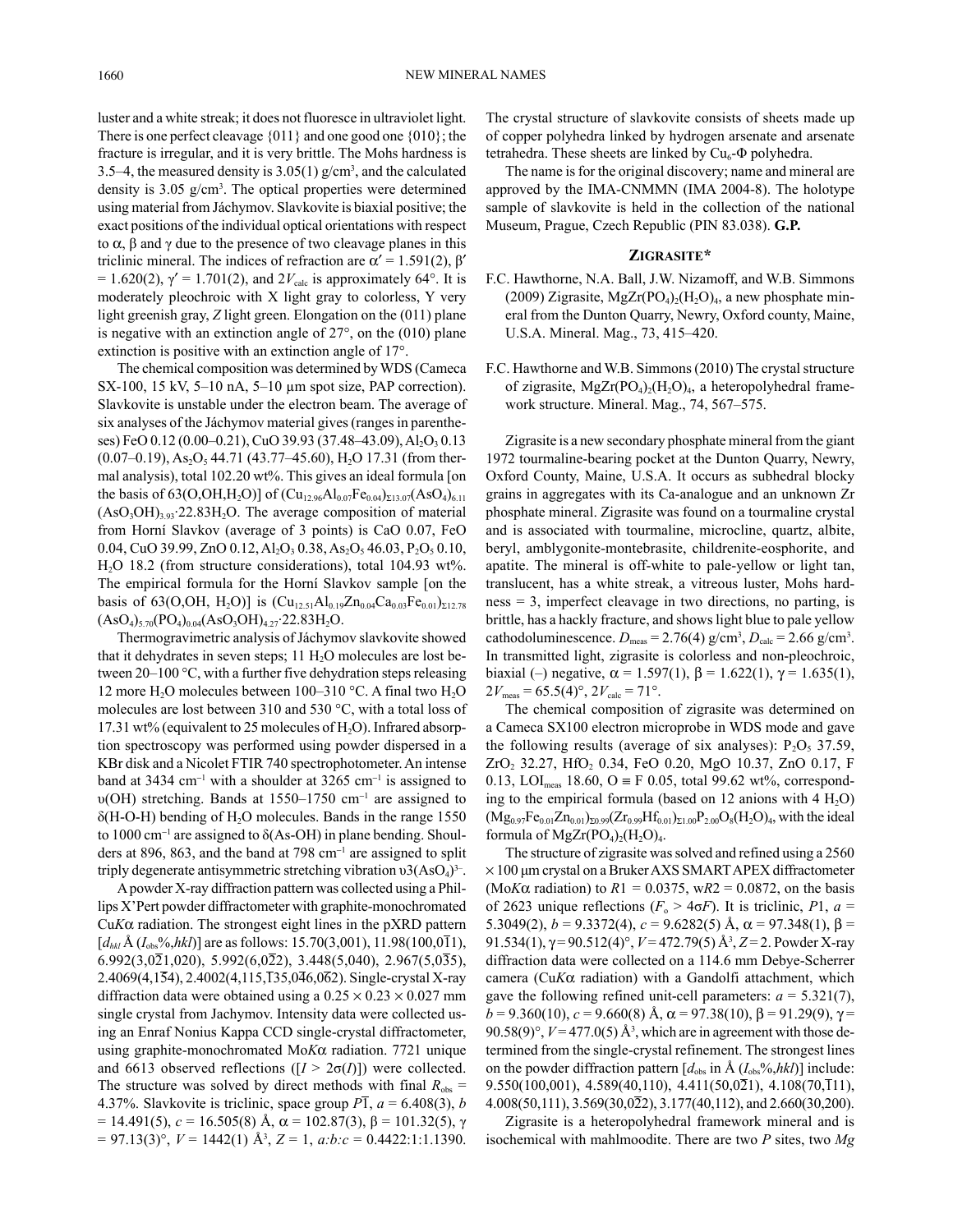luster and a white streak; it does not fluoresce in ultraviolet light. There is one perfect cleavage {011} and one good one {010}; the fracture is irregular, and it is very brittle. The Mohs hardness is 3.5–4, the measured density is 3.05(1) g/cm$^3$, and the calculated density is 3.05 g/cm$^3$. The optical properties were determined using material from Jáchymov. Slavkovite is biaxial positive; the exact positions of the individual optical orientations with respect to α, β and γ due to the presence of two cleavage planes in this triclinic mineral. The indices of refraction are α′ = 1.591(2), β′ = 1.620(2), γ′ = 1.701(2), and $2V_{calc}$ is approximately 64°. It is moderately pleochroic with X light gray to colorless, Y very light greenish gray, *Z* light green. Elongation on the (011) plane is negative with an extinction angle of 27°, on the (010) plane extinction is positive with an extinction angle of 17°.

The chemical composition was determined by WDS (Cameca SX-100, 15 kV, 5–10 nA, 5–10 μm spot size, PAP correction). Slavkovite is unstable under the electron beam. The average of six analyses of the Jáchymov material gives (ranges in parentheses) FeO 0.12 (0.00–0.21), CuO 39.93 (37.48–43.09), $Al_2O_3$ 0.13 (0.07–0.19), $As_2O_5$ 44.71 (43.77–45.60), $H_2O$ 17.31 (from thermal analysis), total 102.20 wt%. This gives an ideal formula [on the basis of 63(O,OH,$H_2O$)] of $(Cu_{12.96}Al_{0.07}Fe_{0.04})_{\Sigma 13.07}(AsO_4)_{6.11}(AsO_3OH)_{3.93}$·22.83$H_2O$. The average composition of material from Horní Slavkov (average of 3 points) is CaO 0.07, FeO 0.04, CuO 39.99, ZnO 0.12, $Al_2O_3$ 0.38, $As_2O_5$ 46.03, $P_2O_5$ 0.10, $H_2O$ 18.2 (from structure considerations), total 104.93 wt%. The empirical formula for the Horní Slavkov sample [on the basis of 63(O,OH, $H_2O$)] is $(Cu_{12.51}Al_{0.19}Zn_{0.04}Ca_{0.03}Fe_{0.01})_{\Sigma 12.78}(AsO_4)_{5.70}(PO_4)_{0.04}(AsO_3OH)_{4.27}$·22.83$H_2O$.

Thermogravimetric analysis of Jáchymov slavkovite showed that it dehydrates in seven steps; 11 $H_2O$ molecules are lost between 20–100 °C, with a further five dehydration steps releasing 12 more $H_2O$ molecules between 100–310 °C. A final two $H_2O$ molecules are lost between 310 and 530 °C, with a total loss of 17.31 wt% (equivalent to 25 molecules of $H_2O$). Infrared absorption spectroscopy was performed using powder dispersed in a KBr disk and a Nicolet FTIR 740 spectrophotometer. An intense band at 3434 cm$^{-1}$ with a shoulder at 3265 cm$^{-1}$ is assigned to υ(OH) stretching. Bands at 1550–1750 cm$^{-1}$ are assigned to δ(H-O-H) bending of $H_2O$ molecules. Bands in the range 1550 to 1000 cm$^{-1}$ are assigned to δ(As-OH) in plane bending. Shoulders at 896, 863, and the band at 798 cm$^{-1}$ are assigned to split triply degenerate antisymmetric stretching vibration $\upsilon_3(AsO_4)^{3-}$.

A powder X-ray diffraction pattern was collected using a Phillips X'Pert powder diffractometer with graphite-monochromated Cu*K*α radiation. The strongest eight lines in the pXRD pattern [$d_{hkl}$ Å ($I_{obs}$%,*hkl*)] are as follows: 15.70(3,001), 11.98(100,0$\bar{1}$1), 6.992(3,0$\bar{2}$1,020), 5.992(6,0$\bar{2}$2), 3.448(5,040), 2.967(5,0$\bar{3}$5), 2.4069(4,1$\bar{5}$4), 2.4002(4,115,$\bar{1}$35,0$\bar{4}$6,0$\bar{6}$2). Single-crystal X-ray diffraction data were obtained using a 0.25 × 0.23 × 0.027 mm single crystal from Jachymov. Intensity data were collected using an Enraf Nonius Kappa CCD single-crystal diffractometer, using graphite-monochromated Mo*K*α radiation. 7721 unique and 6613 observed reflections ([$I > 2\sigma(I)$]) were collected. The structure was solved by direct methods with final $R_{obs}$ = 4.37%. Slavkovite is triclinic, space group $P\bar{1}$, *a* = 6.408(3), *b* = 14.491(5), *c* = 16.505(8) Å, α = 102.87(3), β = 101.32(5), γ = 97.13(3)°, *V* = 1442(1) Å$^3$, *Z* = 1, *a*:*b*:*c* = 0.4422:1:1.1390.

The crystal structure of slavkovite consists of sheets made up of copper polyhedra linked by hydrogen arsenate and arsenate tetrahedra. These sheets are linked by $Cu_6$-Φ polyhedra.

The name is for the original discovery; name and mineral are approved by the IMA-CNMMN (IMA 2004-8). The holotype sample of slavkovite is held in the collection of the national Museum, Prague, Czech Republic (PIN 83.038). **G.P.**

## Zigrasite*

F.C. Hawthorne, N.A. Ball, J.W. Nizamoff, and W.B. Simmons (2009) Zigrasite, $MgZr(PO_4)_2(H_2O)_4$, a new phosphate mineral from the Dunton Quarry, Newry, Oxford county, Maine, U.S.A. Mineral. Mag., 73, 415–420.

F.C. Hawthorne and W.B. Simmons (2010) The crystal structure of zigrasite, $MgZr(PO_4)_2(H_2O)_4$, a heteropolyhedral framework structure. Mineral. Mag., 74, 567–575.

Zigrasite is a new secondary phosphate mineral from the giant 1972 tourmaline-bearing pocket at the Dunton Quarry, Newry, Oxford County, Maine, U.S.A. It occurs as subhedral blocky grains in aggregates with its Ca-analogue and an unknown Zr phosphate mineral. Zigrasite was found on a tourmaline crystal and is associated with tourmaline, microcline, quartz, albite, beryl, amblygonite-montebrasite, childrenite-eosphorite, and apatite. The mineral is off-white to pale-yellow or light tan, translucent, has a white streak, a vitreous luster, Mohs hardness = 3, imperfect cleavage in two directions, no parting, is brittle, has a hackly fracture, and shows light blue to pale yellow cathodoluminescence. $D_{meas}$ = 2.76(4) g/cm$^3$, $D_{calc}$ = 2.66 g/cm$^3$. In transmitted light, zigrasite is colorless and non-pleochroic, biaxial (–) negative, α = 1.597(1), β = 1.622(1), γ = 1.635(1), $2V_{meas}$ = 65.5(4)°, $2V_{calc}$ = 71°.

The chemical composition of zigrasite was determined on a Cameca SX100 electron microprobe in WDS mode and gave the following results (average of six analyses): $P_2O_5$ 37.59, $ZrO_2$ 32.27, $HfO_2$ 0.34, FeO 0.20, MgO 10.37, ZnO 0.17, F 0.13, $LOI_{meas}$ 18.60, O ≡ F 0.05, total 99.62 wt%, corresponding to the empirical formula (based on 12 anions with 4 $H_2O$) $(Mg_{0.97}Fe_{0.01}Zn_{0.01})_{\Sigma 0.99}(Zr_{0.99}Hf_{0.01})_{\Sigma 1.00}P_{2.00}O_8(H_2O)_4$, with the ideal formula of $MgZr(PO_4)_2(H_2O)_4$.

The structure of zigrasite was solved and refined using a 2560 × 100 μm crystal on a Bruker AXS SMART APEX diffractometer (Mo*K*α radiation) to *R*1 = 0.0375, w*R*2 = 0.0872, on the basis of 2623 unique reflections ($F_o > 4\sigma F$). It is triclinic, *P*1, *a* = 5.3049(2), *b* = 9.3372(4), *c* = 9.6282(5) Å, α = 97.348(1), β = 91.534(1), γ = 90.512(4)°, *V* = 472.79(5) Å$^3$, *Z* = 2. Powder X-ray diffraction data were collected on a 114.6 mm Debye-Scherrer camera (Cu*K*α radiation) with a Gandolfi attachment, which gave the following refined unit-cell parameters: *a* = 5.321(7), *b* = 9.360(10), *c* = 9.660(8) Å, α = 97.38(10), β = 91.29(9), γ = 90.58(9)°, *V* = 477.0(5) Å$^3$, which are in agreement with those determined from the single-crystal refinement. The strongest lines on the powder diffraction pattern [$d_{obs}$ in Å ($I_{obs}$%,*hkl*)] include: 9.550(100,001), 4.589(40,110), 4.411(50,0$\bar{2}$1), 4.108(70,$\bar{1}$11), 4.008(50,111), 3.569(30,0$\bar{2}$2), 3.177(40,112), and 2.660(30,200).

Zigrasite is a heteropolyhedral framework mineral and is isochemical with mahlmoodite. There are two *P* sites, two *Mg*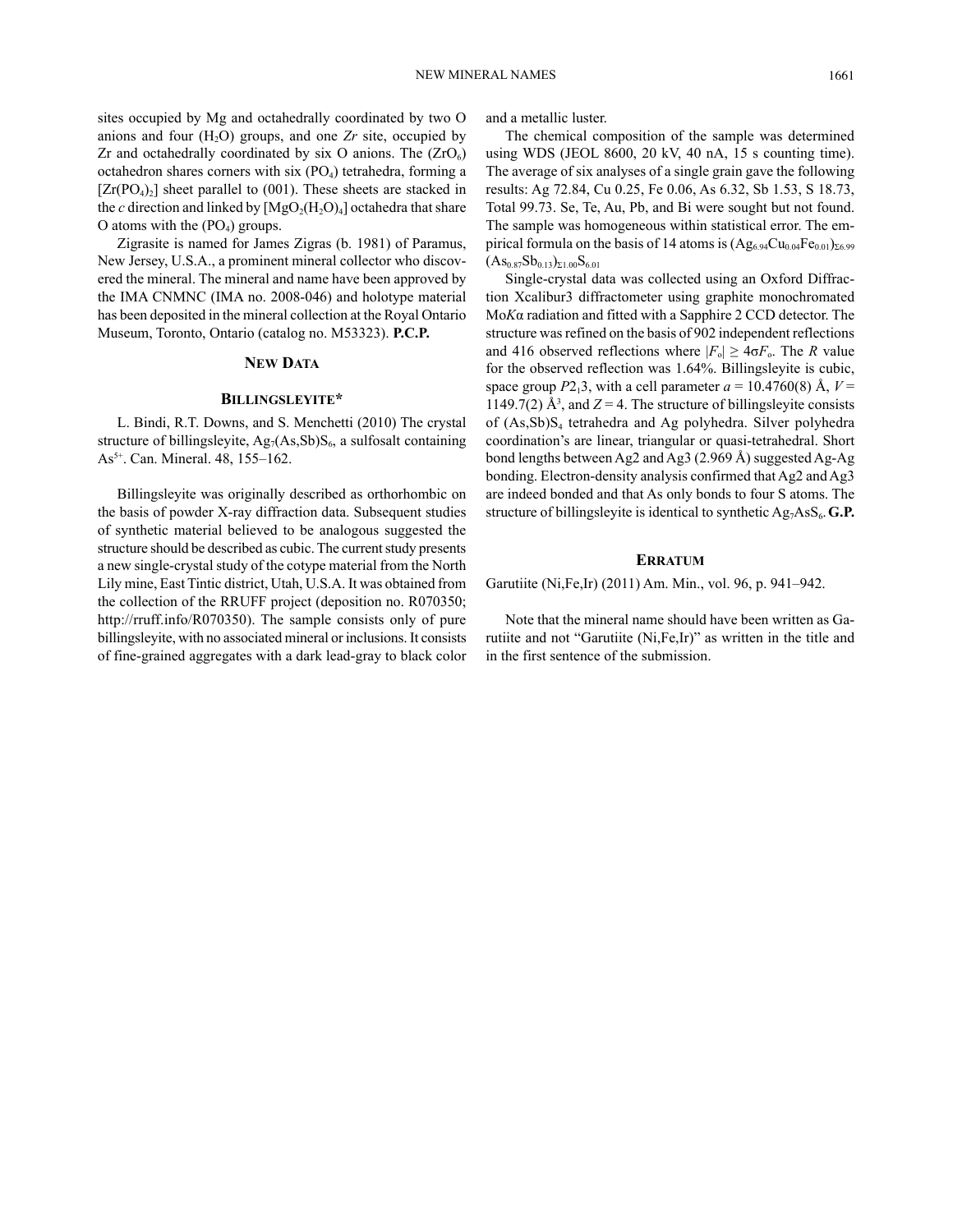sites occupied by Mg and octahedrally coordinated by two O anions and four ($H_2O$) groups, and one *Zr* site, occupied by Zr and octahedrally coordinated by six O anions. The ($ZrO_6$) octahedron shares corners with six ($PO_4$) tetrahedra, forming a [$Zr(PO_4)_2$] sheet parallel to (001). These sheets are stacked in the *c* direction and linked by [$MgO_2(H_2O)_4$] octahedra that share O atoms with the ($PO_4$) groups.

Zigrasite is named for James Zigras (b. 1981) of Paramus, New Jersey, U.S.A., a prominent mineral collector who discovered the mineral. The mineral and name have been approved by the IMA CNMNC (IMA no. 2008-046) and holotype material has been deposited in the mineral collection at the Royal Ontario Museum, Toronto, Ontario (catalog no. M53323). **P.C.P.**

## New Data

### Billingsleyite*

L. Bindi, R.T. Downs, and S. Menchetti (2010) The crystal structure of billingsleyite, $Ag_7(As,Sb)S_6$, a sulfosalt containing $As^{5+}$. Can. Mineral. 48, 155–162.

Billingsleyite was originally described as orthorhombic on the basis of powder X-ray diffraction data. Subsequent studies of synthetic material believed to be analogous suggested the structure should be described as cubic. The current study presents a new single-crystal study of the cotype material from the North Lily mine, East Tintic district, Utah, U.S.A. It was obtained from the collection of the RRUFF project (deposition no. R070350; http://rruff.info/R070350). The sample consists only of pure billingsleyite, with no associated mineral or inclusions. It consists of fine-grained aggregates with a dark lead-gray to black color and a metallic luster.

The chemical composition of the sample was determined using WDS (JEOL 8600, 20 kV, 40 nA, 15 s counting time). The average of six analyses of a single grain gave the following results: Ag 72.84, Cu 0.25, Fe 0.06, As 6.32, Sb 1.53, S 18.73, Total 99.73. Se, Te, Au, Pb, and Bi were sought but not found. The sample was homogeneous within statistical error. The empirical formula on the basis of 14 atoms is $(Ag_{6.94}Cu_{0.04}Fe_{0.01})_{\Sigma 6.99}(As_{0.87}Sb_{0.13})_{\Sigma 1.00}S_{6.01}$

Single-crystal data was collected using an Oxford Diffraction Xcalibur3 diffractometer using graphite monochromated Mo$K\alpha$ radiation and fitted with a Sapphire 2 CCD detector. The structure was refined on the basis of 902 independent reflections and 416 observed reflections where $|F_o| \geq 4\sigma F_o$. The *R* value for the observed reflection was 1.64%. Billingsleyite is cubic, space group $P2_13$, with a cell parameter $a$ = 10.4760(8) Å, $V$ = 1149.7(2) Å$^3$, and $Z$ = 4. The structure of billingsleyite consists of $(As,Sb)S_4$ tetrahedra and Ag polyhedra. Silver polyhedra coordination's are linear, triangular or quasi-tetrahedral. Short bond lengths between Ag2 and Ag3 (2.969 Å) suggested Ag-Ag bonding. Electron-density analysis confirmed that Ag2 and Ag3 are indeed bonded and that As only bonds to four S atoms. The structure of billingsleyite is identical to synthetic $Ag_7AsS_6$. **G.P.**

## Erratum

Garutiite (Ni,Fe,Ir) (2011) Am. Min., vol. 96, p. 941–942.

Note that the mineral name should have been written as Garutiite and not "Garutiite (Ni,Fe,Ir)" as written in the title and in the first sentence of the submission.